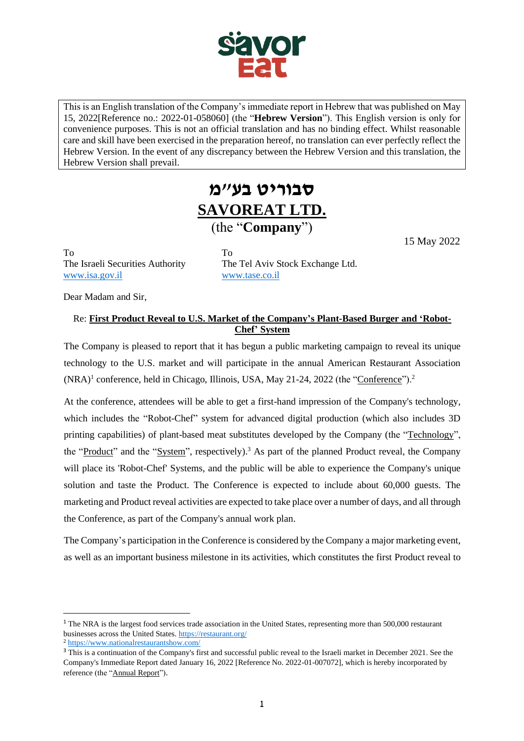This is an English translation of the Company's immediate report in Hebrew that was published on May 15, 2022[Reference no.: 2022-01-058060] (the "**Hebrew Version**"). This English version is only for convenience purposes. This is not an official translation and has no binding effect. Whilst reasonable care and skill have been exercised in the preparation hereof, no translation can ever perfectly reflect the Hebrew Version. In the event of any discrepancy between the Hebrew Version and this translation, the Hebrew Version shall prevail.

# סבוריט בע"מ

# SAVOREAT LTD.

(the "**Company**")

15 May 2022

To
The Israeli Securities Authority
www.isa.gov.il

To
The Tel Aviv Stock Exchange Ltd.
www.tase.co.il

Dear Madam and Sir,

Re: **First Product Reveal to U.S. Market of the Company's Plant-Based Burger and 'Robot-Chef' System**

The Company is pleased to report that it has begun a public marketing campaign to reveal its unique technology to the U.S. market and will participate in the annual American Restaurant Association (NRA)[1] conference, held in Chicago, Illinois, USA, May 21-24, 2022 (the "Conference").[2]

At the conference, attendees will be able to get a first-hand impression of the Company's technology, which includes the "Robot-Chef" system for advanced digital production (which also includes 3D printing capabilities) of plant-based meat substitutes developed by the Company (the "Technology", the "Product" and the "System", respectively).[3] As part of the planned Product reveal, the Company will place its 'Robot-Chef' Systems, and the public will be able to experience the Company's unique solution and taste the Product. The Conference is expected to include about 60,000 guests. The marketing and Product reveal activities are expected to take place over a number of days, and all through the Conference, as part of the Company's annual work plan.

The Company's participation in the Conference is considered by the Company a major marketing event, as well as an important business milestone in its activities, which constitutes the first Product reveal to

---

[1] The NRA is the largest food services trade association in the United States, representing more than 500,000 restaurant businesses across the United States. https://restaurant.org/

[2] https://www.nationalrestaurantshow.com/

[3] This is a continuation of the Company's first and successful public reveal to the Israeli market in December 2021. See the Company's Immediate Report dated January 16, 2022 [Reference No. 2022-01-007072], which is hereby incorporated by reference (the "Annual Report").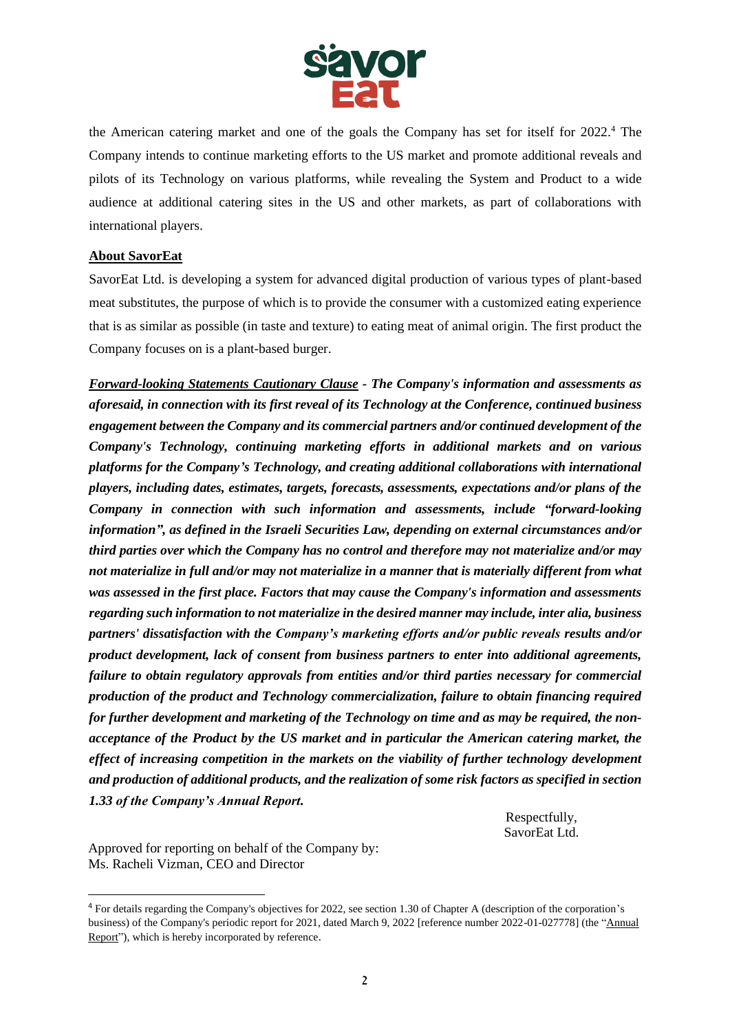the American catering market and one of the goals the Company has set for itself for 2022.[4] The Company intends to continue marketing efforts to the US market and promote additional reveals and pilots of its Technology on various platforms, while revealing the System and Product to a wide audience at additional catering sites in the US and other markets, as part of collaborations with international players.

**About SavorEat**

SavorEat Ltd. is developing a system for advanced digital production of various types of plant-based meat substitutes, the purpose of which is to provide the consumer with a customized eating experience that is as similar as possible (in taste and texture) to eating meat of animal origin. The first product the Company focuses on is a plant-based burger.

***Forward-looking Statements Cautionary Clause*** ***- The Company's information and assessments as aforesaid, in connection with its first reveal of its Technology at the Conference, continued business engagement between the Company and its commercial partners and/or continued development of the Company's Technology, continuing marketing efforts in additional markets and on various platforms for the Company's Technology, and creating additional collaborations with international players, including dates, estimates, targets, forecasts, assessments, expectations and/or plans of the Company in connection with such information and assessments, include "forward-looking information", as defined in the Israeli Securities Law, depending on external circumstances and/or third parties over which the Company has no control and therefore may not materialize and/or may not materialize in full and/or may not materialize in a manner that is materially different from what was assessed in the first place. Factors that may cause the Company's information and assessments regarding such information to not materialize in the desired manner may include, inter alia, business partners' dissatisfaction with the Company's marketing efforts and/or public reveals results and/or product development, lack of consent from business partners to enter into additional agreements, failure to obtain regulatory approvals from entities and/or third parties necessary for commercial production of the product and Technology commercialization, failure to obtain financing required for further development and marketing of the Technology on time and as may be required, the non-acceptance of the Product by the US market and in particular the American catering market, the effect of increasing competition in the markets on the viability of further technology development and production of additional products, and the realization of some risk factors as specified in section 1.33 of the Company's Annual Report.***

Respectfully,
SavorEat Ltd.

Approved for reporting on behalf of the Company by:
Ms. Racheli Vizman, CEO and Director

---

[4] For details regarding the Company's objectives for 2022, see section 1.30 of Chapter A (description of the corporation's business) of the Company's periodic report for 2021, dated March 9, 2022 [reference number 2022-01-027778] (the "Annual Report"), which is hereby incorporated by reference.